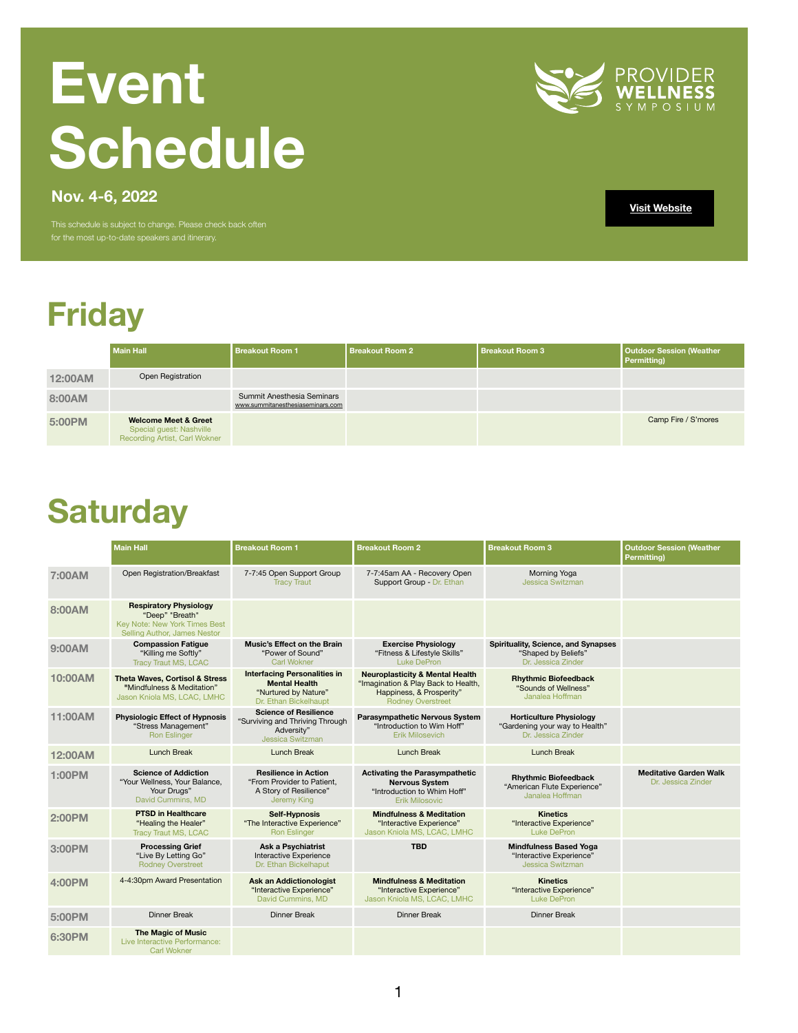# Event Schedule

PROVIDER WELLNESS SYMPOSIUM

**Nov. 4-6, 2022**

This schedule is subject to change. Please check back often for the most up-to-date speakers and itinerary.

**Visit Website**

## Friday

| | Main Hall | Breakout Room 1 | Breakout Room 2 | Breakout Room 3 | Outdoor Session (Weather Permitting) |
|---|---|---|---|---|---|
| **12:00AM** | Open Registration | | | | |
| **8:00AM** | | Summit Anesthesia Seminars www.summitanesthesiaseminars.com | | | |
| **5:00PM** | **Welcome Meet & Greet** Special guest: Nashville Recording Artist, Carl Wokner | | | | Camp Fire / S'mores |

## Saturday

| | Main Hall | Breakout Room 1 | Breakout Room 2 | Breakout Room 3 | Outdoor Session (Weather Permitting) |
|---|---|---|---|---|---|
| **7:00AM** | Open Registration/Breakfast | 7-7:45 Open Support Group Tracy Traut | 7-7:45am AA - Recovery Open Support Group - Dr. Ethan | Morning Yoga Jessica Switzman | |
| **8:00AM** | **Respiratory Physiology** "Deep" "Breath" Key Note: New York Times Best Selling Author, James Nestor | | | | |
| **9:00AM** | **Compassion Fatigue** "Killing me Softly" Tracy Traut MS, LCAC | **Music's Effect on the Brain** "Power of Sound" Carl Wokner | **Exercise Physiology** "Fitness & Lifestyle Skills" Luke DePron | **Spirituality, Science, and Synapses** "Shaped by Beliefs" Dr. Jessica Zinder | |
| **10:00AM** | **Theta Waves, Cortisol & Stress** "Mindfulness & Meditation" Jason Kniola MS, LCAC, LMHC | **Interfacing Personalities in Mental Health** "Nurtured by Nature" Dr. Ethan Bickelhaupt | **Neuroplasticity & Mental Health** "Imagination & Play Back to Health, Happiness, & Prosperity" Rodney Overstreet | **Rhythmic Biofeedback** "Sounds of Wellness" Janalea Hoffman | |
| **11:00AM** | **Physiologic Effect of Hypnosis** "Stress Management" Ron Eslinger | **Science of Resilience** "Surviving and Thriving Through Adversity" Jessica Switzman | **Parasympathetic Nervous System** "Introduction to Wim Hoff" Erik Milosevich | **Horticulture Physiology** "Gardening your way to Health" Dr. Jessica Zinder | |
| **12:00AM** | Lunch Break | Lunch Break | Lunch Break | Lunch Break | |
| **1:00PM** | **Science of Addiction** "Your Wellness, Your Balance, Your Drugs" David Cummins, MD | **Resilience in Action** "From Provider to Patient, A Story of Resilience" Jeremy King | **Activating the Parasympathetic Nervous System** "Introduction to Whim Hoff" Erik Milosevic | **Rhythmic Biofeedback** "American Flute Experience" Janalea Hoffman | **Meditative Garden Walk** Dr. Jessica Zinder |
| **2:00PM** | **PTSD in Healthcare** "Healing the Healer" Tracy Traut MS, LCAC | **Self-Hypnosis** "The Interactive Experience" Ron Eslinger | **Mindfulness & Meditation** "Interactive Experience" Jason Kniola MS, LCAC, LMHC | **Kinetics** "Interactive Experience" Luke DePron | |
| **3:00PM** | **Processing Grief** "Live By Letting Go" Rodney Overstreet | **Ask a Psychiatrist** Interactive Experience Dr. Ethan Bickelhaupt | **TBD** | **Mindfulness Based Yoga** "Interactive Experience" Jessica Switzman | |
| **4:00PM** | 4-4:30pm Award Presentation | **Ask an Addictionologist** "Interactive Experience" David Cummins, MD | **Mindfulness & Meditation** "Interactive Experience" Jason Kniola MS, LCAC, LMHC | **Kinetics** "Interactive Experience" Luke DePron | |
| **5:00PM** | Dinner Break | Dinner Break | Dinner Break | Dinner Break | |
| **6:30PM** | **The Magic of Music** Live Interactive Performance: Carl Wokner | | | | |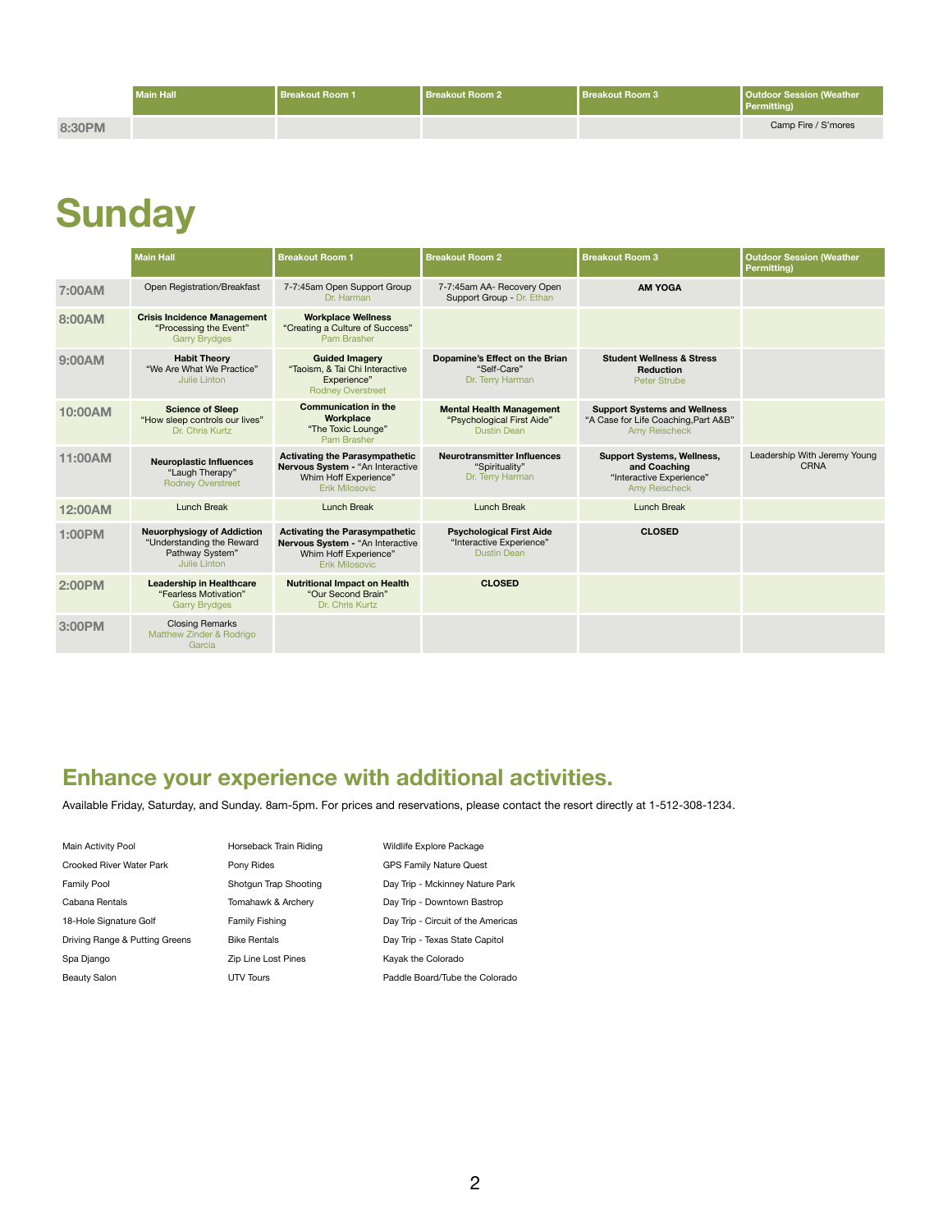| | Main Hall | Breakout Room 1 | Breakout Room 2 | Breakout Room 3 | Outdoor Session (Weather Permitting) |
|---|---|---|---|---|---|
| 8:30PM | | | | | Camp Fire / S'mores |

# Sunday

| | Main Hall | Breakout Room 1 | Breakout Room 2 | Breakout Room 3 | Outdoor Session (Weather Permitting) |
|---|---|---|---|---|---|
| 7:00AM | Open Registration/Breakfast | 7-7:45am Open Support Group Dr. Harman | 7-7:45am AA- Recovery Open Support Group - Dr. Ethan | **AM YOGA** | |
| 8:00AM | **Crisis Incidence Management** "Processing the Event" Garry Brydges | **Workplace Wellness** "Creating a Culture of Success" Pam Brasher | | | |
| 9:00AM | **Habit Theory** "We Are What We Practice" Julie Linton | **Guided Imagery** "Taoism, & Tai Chi Interactive Experience" Rodney Overstreet | **Dopamine's Effect on the Brian** "Self-Care" Dr. Terry Harman | **Student Wellness & Stress Reduction** Peter Strube | |
| 10:00AM | **Science of Sleep** "How sleep controls our lives" Dr. Chris Kurtz | **Communication in the Workplace** "The Toxic Lounge" Pam Brasher | **Mental Health Management** "Psychological First Aide" Dustin Dean | **Support Systems and Wellness** "A Case for Life Coaching,Part A&B" Amy Reischeck | |
| 11:00AM | **Neuroplastic Influences** "Laugh Therapy" Rodney Overstreet | **Activating the Parasympathetic Nervous System -** "An Interactive Whim Hoff Experience" Erik Milosovic | **Neurotransmitter Influences** "Spirituality" Dr. Terry Harman | **Support Systems, Wellness, and Coaching** "Interactive Experience" Amy Reischeck | Leadership With Jeremy Young CRNA |
| 12:00AM | Lunch Break | Lunch Break | Lunch Break | Lunch Break | |
| 1:00PM | **Neuorphysiology of Addiction** "Understanding the Reward Pathway System" Julie Linton | **Activating the Parasympathetic Nervous System -** "An Interactive Whim Hoff Experience" Erik Milosovic | **Psychological First Aide** "Interactive Experience" Dustin Dean | **CLOSED** | |
| 2:00PM | **Leadership in Healthcare** "Fearless Motivation" Garry Brydges | **Nutritional Impact on Health** "Our Second Brain" Dr. Chris Kurtz | **CLOSED** | | |
| 3:00PM | Closing Remarks Matthew Zinder & Rodrigo Garcia | | | | |

## Enhance your experience with additional activities.

Available Friday, Saturday, and Sunday. 8am-5pm. For prices and reservations, please contact the resort directly at 1-512-308-1234.

- Main Activity Pool
- Crooked River Water Park
- Family Pool
- Cabana Rentals
- 18-Hole Signature Golf
- Driving Range & Putting Greens
- Spa Django
- Beauty Salon
- Horseback Train Riding
- Pony Rides
- Shotgun Trap Shooting
- Tomahawk & Archery
- Family Fishing
- Bike Rentals
- Zip Line Lost Pines
- UTV Tours
- Wildlife Explore Package
- GPS Family Nature Quest
- Day Trip - Mckinney Nature Park
- Day Trip - Downtown Bastrop
- Day Trip - Circuit of the Americas
- Day Trip - Texas State Capitol
- Kayak the Colorado
- Paddle Board/Tube the Colorado